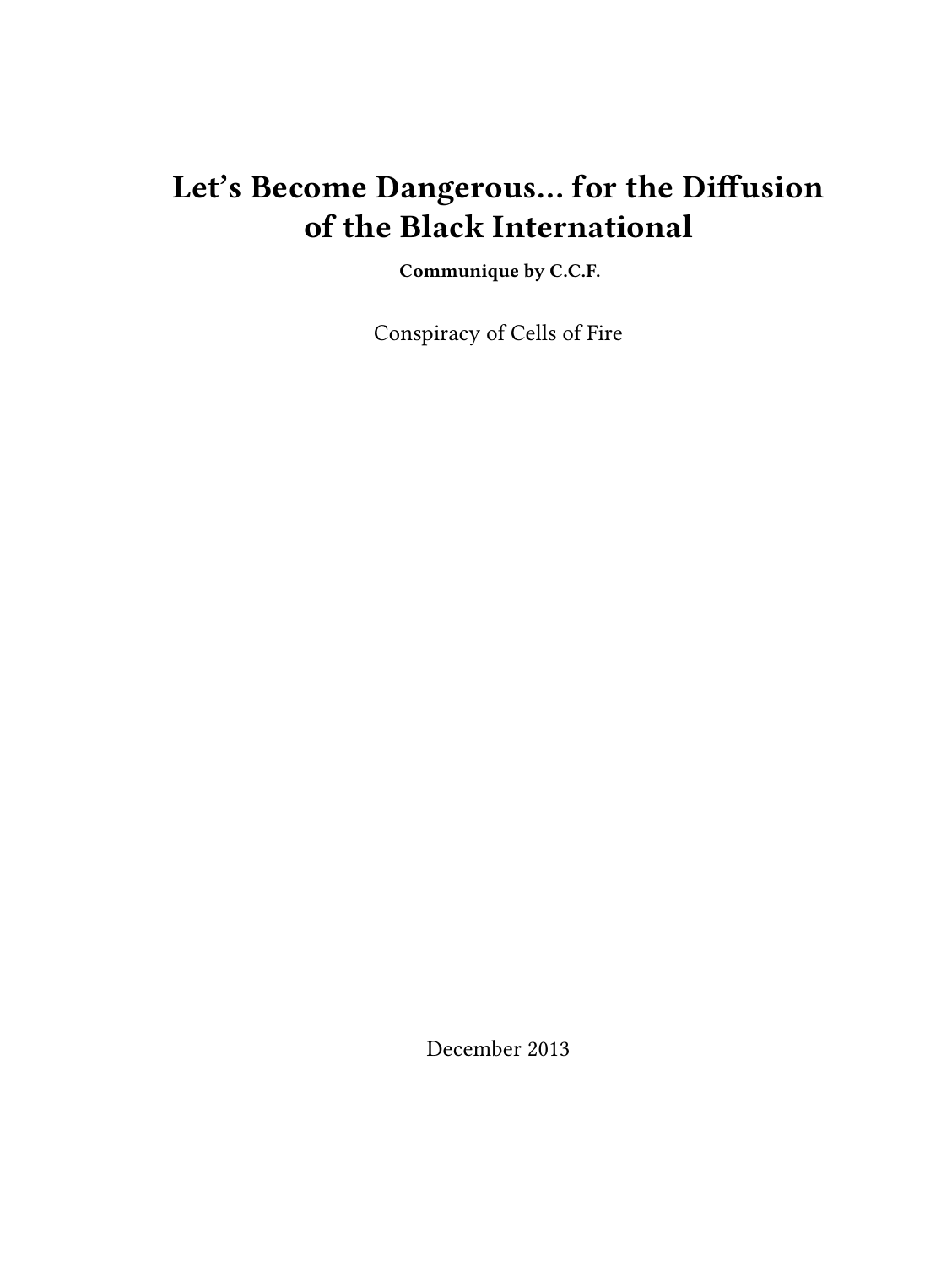# Let's Become Dangerous... for the Diffusion of the Black International

**Communique by C.C.F.**

Conspiracy of Cells of Fire

December 2013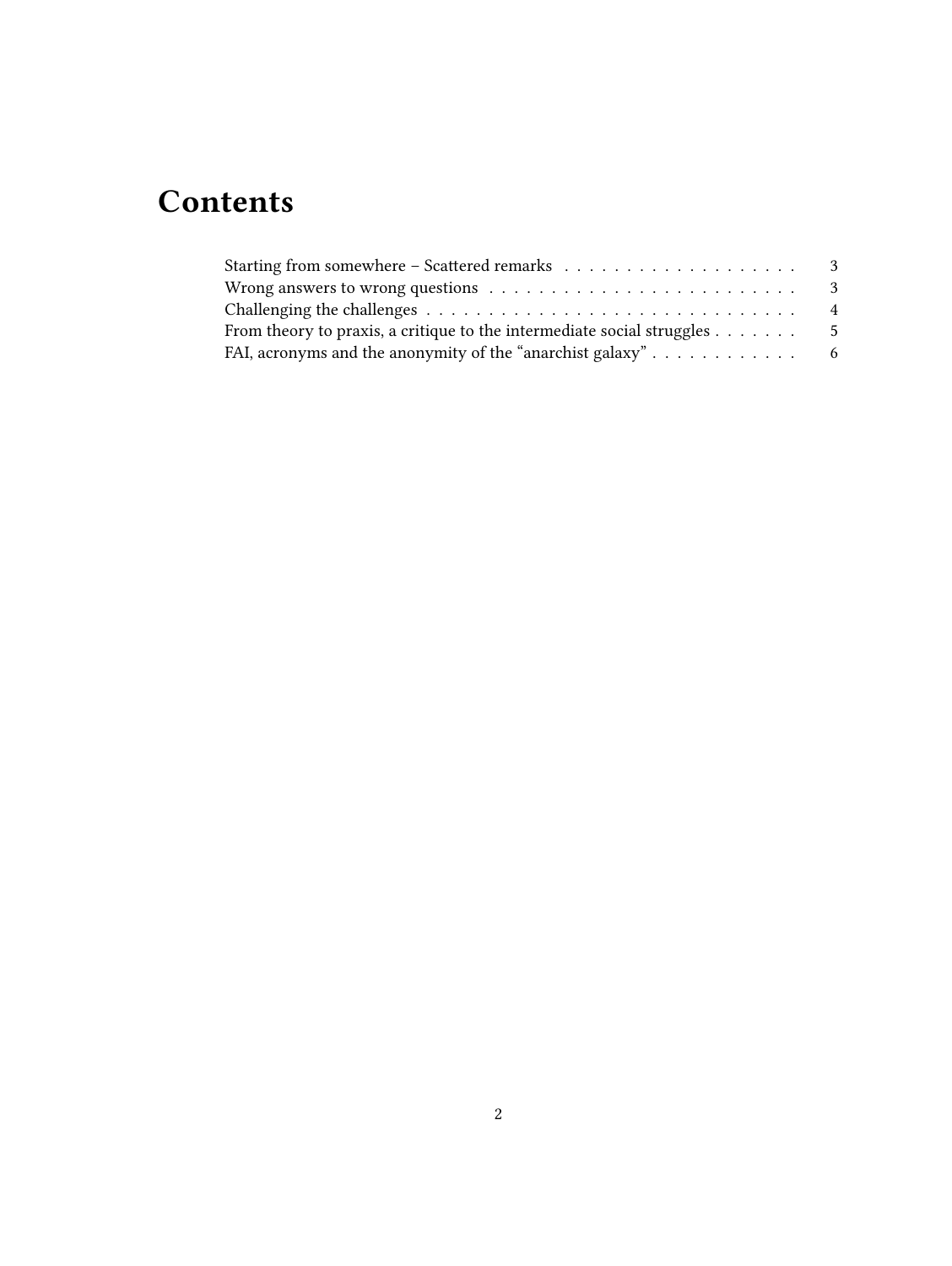# Contents

- Starting from somewhere – Scattered remarks . . . . . . . . . . . . . . . . . . . . 3
- Wrong answers to wrong questions . . . . . . . . . . . . . . . . . . . . . . . . . . 3
- Challenging the challenges . . . . . . . . . . . . . . . . . . . . . . . . . . . . . . 4
- From theory to praxis, a critique to the intermediate social struggles . . . . . . . 5
- FAI, acronyms and the anonymity of the "anarchist galaxy" . . . . . . . . . . . . 6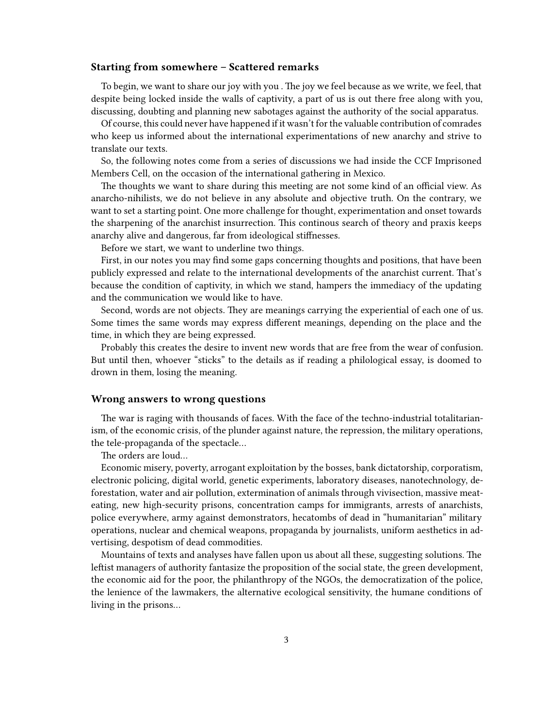### Starting from somewhere – Scattered remarks

To begin, we want to share our joy with you . The joy we feel because as we write, we feel, that despite being locked inside the walls of captivity, a part of us is out there free along with you, discussing, doubting and planning new sabotages against the authority of the social apparatus.

Of course, this could never have happened if it wasn't for the valuable contribution of comrades who keep us informed about the international experimentations of new anarchy and strive to translate our texts.

So, the following notes come from a series of discussions we had inside the CCF Imprisoned Members Cell, on the occasion of the international gathering in Mexico.

The thoughts we want to share during this meeting are not some kind of an official view. As anarcho-nihilists, we do not believe in any absolute and objective truth. On the contrary, we want to set a starting point. One more challenge for thought, experimentation and onset towards the sharpening of the anarchist insurrection. This continous search of theory and praxis keeps anarchy alive and dangerous, far from ideological stiffnesses.

Before we start, we want to underline two things.

First, in our notes you may find some gaps concerning thoughts and positions, that have been publicly expressed and relate to the international developments of the anarchist current. That's because the condition of captivity, in which we stand, hampers the immediacy of the updating and the communication we would like to have.

Second, words are not objects. They are meanings carrying the experiential of each one of us. Some times the same words may express different meanings, depending on the place and the time, in which they are being expressed.

Probably this creates the desire to invent new words that are free from the wear of confusion. But until then, whoever "sticks" to the details as if reading a philological essay, is doomed to drown in them, losing the meaning.

### Wrong answers to wrong questions

The war is raging with thousands of faces. With the face of the techno-industrial totalitarianism, of the economic crisis, of the plunder against nature, the repression, the military operations, the tele-propaganda of the spectacle…

The orders are loud…

Economic misery, poverty, arrogant exploitation by the bosses, bank dictatorship, corporatism, electronic policing, digital world, genetic experiments, laboratory diseases, nanotechnology, deforestation, water and air pollution, extermination of animals through vivisection, massive meat-eating, new high-security prisons, concentration camps for immigrants, arrests of anarchists, police everywhere, army against demonstrators, hecatombs of dead in "humanitarian" military operations, nuclear and chemical weapons, propaganda by journalists, uniform aesthetics in advertising, despotism of dead commodities.

Mountains of texts and analyses have fallen upon us about all these, suggesting solutions. The leftist managers of authority fantasize the proposition of the social state, the green development, the economic aid for the poor, the philanthropy of the NGOs, the democratization of the police, the lenience of the lawmakers, the alternative ecological sensitivity, the humane conditions of living in the prisons…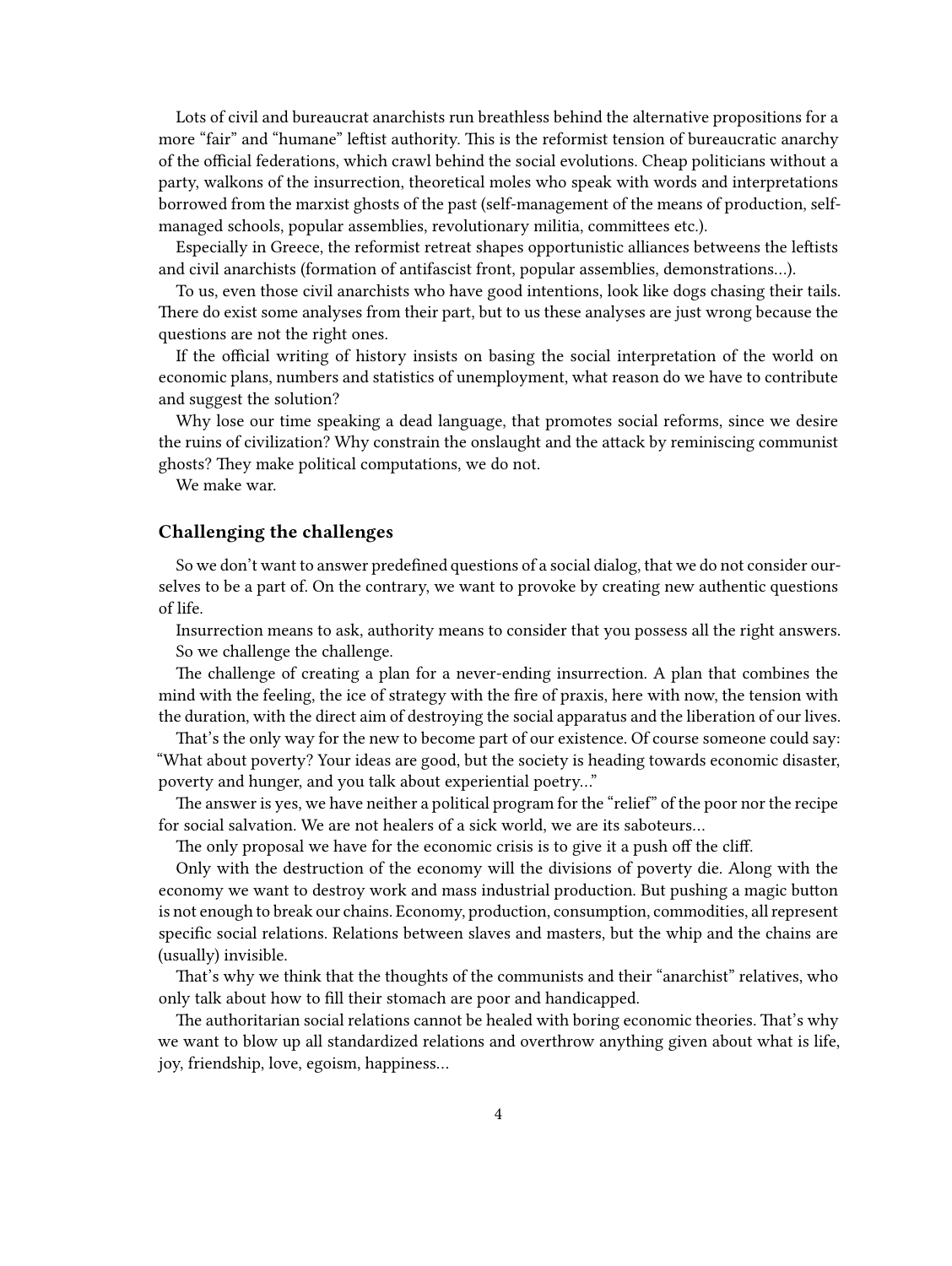Lots of civil and bureaucrat anarchists run breathless behind the alternative propositions for a more "fair" and "humane" leftist authority. This is the reformist tension of bureaucratic anarchy of the official federations, which crawl behind the social evolutions. Cheap politicians without a party, walkons of the insurrection, theoretical moles who speak with words and interpretations borrowed from the marxist ghosts of the past (self-management of the means of production, self-managed schools, popular assemblies, revolutionary militia, committees etc.).

Especially in Greece, the reformist retreat shapes opportunistic alliances betweens the leftists and civil anarchists (formation of antifascist front, popular assemblies, demonstrations…).

To us, even those civil anarchists who have good intentions, look like dogs chasing their tails. There do exist some analyses from their part, but to us these analyses are just wrong because the questions are not the right ones.

If the official writing of history insists on basing the social interpretation of the world on economic plans, numbers and statistics of unemployment, what reason do we have to contribute and suggest the solution?

Why lose our time speaking a dead language, that promotes social reforms, since we desire the ruins of civilization? Why constrain the onslaught and the attack by reminiscing communist ghosts? They make political computations, we do not.

We make war.

### Challenging the challenges

So we don't want to answer predefined questions of a social dialog, that we do not consider ourselves to be a part of. On the contrary, we want to provoke by creating new authentic questions of life.

Insurrection means to ask, authority means to consider that you possess all the right answers. So we challenge the challenge.

The challenge of creating a plan for a never-ending insurrection. A plan that combines the mind with the feeling, the ice of strategy with the fire of praxis, here with now, the tension with the duration, with the direct aim of destroying the social apparatus and the liberation of our lives.

That's the only way for the new to become part of our existence. Of course someone could say: "What about poverty? Your ideas are good, but the society is heading towards economic disaster, poverty and hunger, and you talk about experiential poetry…"

The answer is yes, we have neither a political program for the "relief" of the poor nor the recipe for social salvation. We are not healers of a sick world, we are its saboteurs…

The only proposal we have for the economic crisis is to give it a push off the cliff.

Only with the destruction of the economy will the divisions of poverty die. Along with the economy we want to destroy work and mass industrial production. But pushing a magic button is not enough to break our chains. Economy, production, consumption, commodities, all represent specific social relations. Relations between slaves and masters, but the whip and the chains are (usually) invisible.

That's why we think that the thoughts of the communists and their "anarchist" relatives, who only talk about how to fill their stomach are poor and handicapped.

The authoritarian social relations cannot be healed with boring economic theories. That's why we want to blow up all standardized relations and overthrow anything given about what is life, joy, friendship, love, egoism, happiness…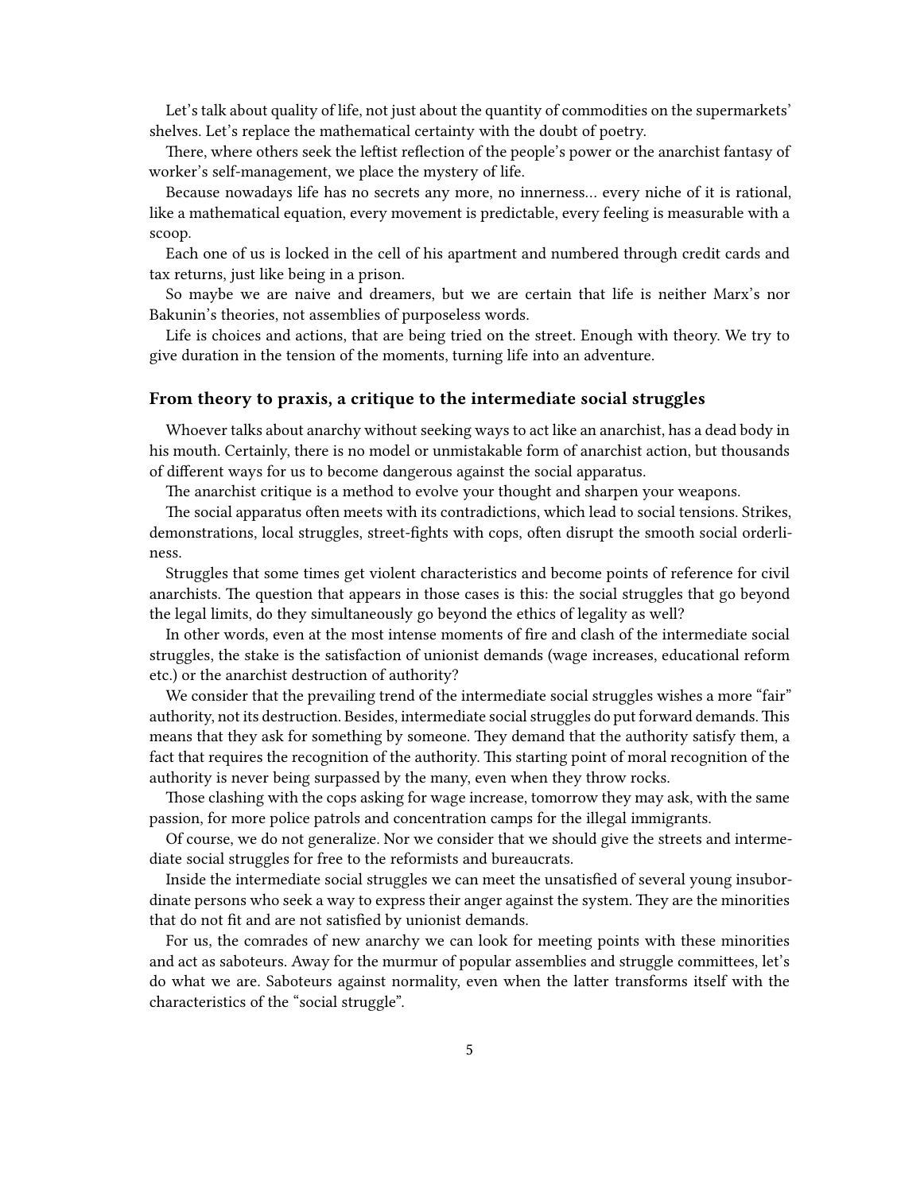Let's talk about quality of life, not just about the quantity of commodities on the supermarkets' shelves. Let's replace the mathematical certainty with the doubt of poetry.

There, where others seek the leftist reflection of the people's power or the anarchist fantasy of worker's self-management, we place the mystery of life.

Because nowadays life has no secrets any more, no innerness… every niche of it is rational, like a mathematical equation, every movement is predictable, every feeling is measurable with a scoop.

Each one of us is locked in the cell of his apartment and numbered through credit cards and tax returns, just like being in a prison.

So maybe we are naive and dreamers, but we are certain that life is neither Marx's nor Bakunin's theories, not assemblies of purposeless words.

Life is choices and actions, that are being tried on the street. Enough with theory. We try to give duration in the tension of the moments, turning life into an adventure.

### From theory to praxis, a critique to the intermediate social struggles

Whoever talks about anarchy without seeking ways to act like an anarchist, has a dead body in his mouth. Certainly, there is no model or unmistakable form of anarchist action, but thousands of different ways for us to become dangerous against the social apparatus.

The anarchist critique is a method to evolve your thought and sharpen your weapons.

The social apparatus often meets with its contradictions, which lead to social tensions. Strikes, demonstrations, local struggles, street-fights with cops, often disrupt the smooth social orderliness.

Struggles that some times get violent characteristics and become points of reference for civil anarchists. The question that appears in those cases is this: the social struggles that go beyond the legal limits, do they simultaneously go beyond the ethics of legality as well?

In other words, even at the most intense moments of fire and clash of the intermediate social struggles, the stake is the satisfaction of unionist demands (wage increases, educational reform etc.) or the anarchist destruction of authority?

We consider that the prevailing trend of the intermediate social struggles wishes a more "fair" authority, not its destruction. Besides, intermediate social struggles do put forward demands. This means that they ask for something by someone. They demand that the authority satisfy them, a fact that requires the recognition of the authority. This starting point of moral recognition of the authority is never being surpassed by the many, even when they throw rocks.

Those clashing with the cops asking for wage increase, tomorrow they may ask, with the same passion, for more police patrols and concentration camps for the illegal immigrants.

Of course, we do not generalize. Nor we consider that we should give the streets and intermediate social struggles for free to the reformists and bureaucrats.

Inside the intermediate social struggles we can meet the unsatisfied of several young insubordinate persons who seek a way to express their anger against the system. They are the minorities that do not fit and are not satisfied by unionist demands.

For us, the comrades of new anarchy we can look for meeting points with these minorities and act as saboteurs. Away for the murmur of popular assemblies and struggle committees, let's do what we are. Saboteurs against normality, even when the latter transforms itself with the characteristics of the "social struggle".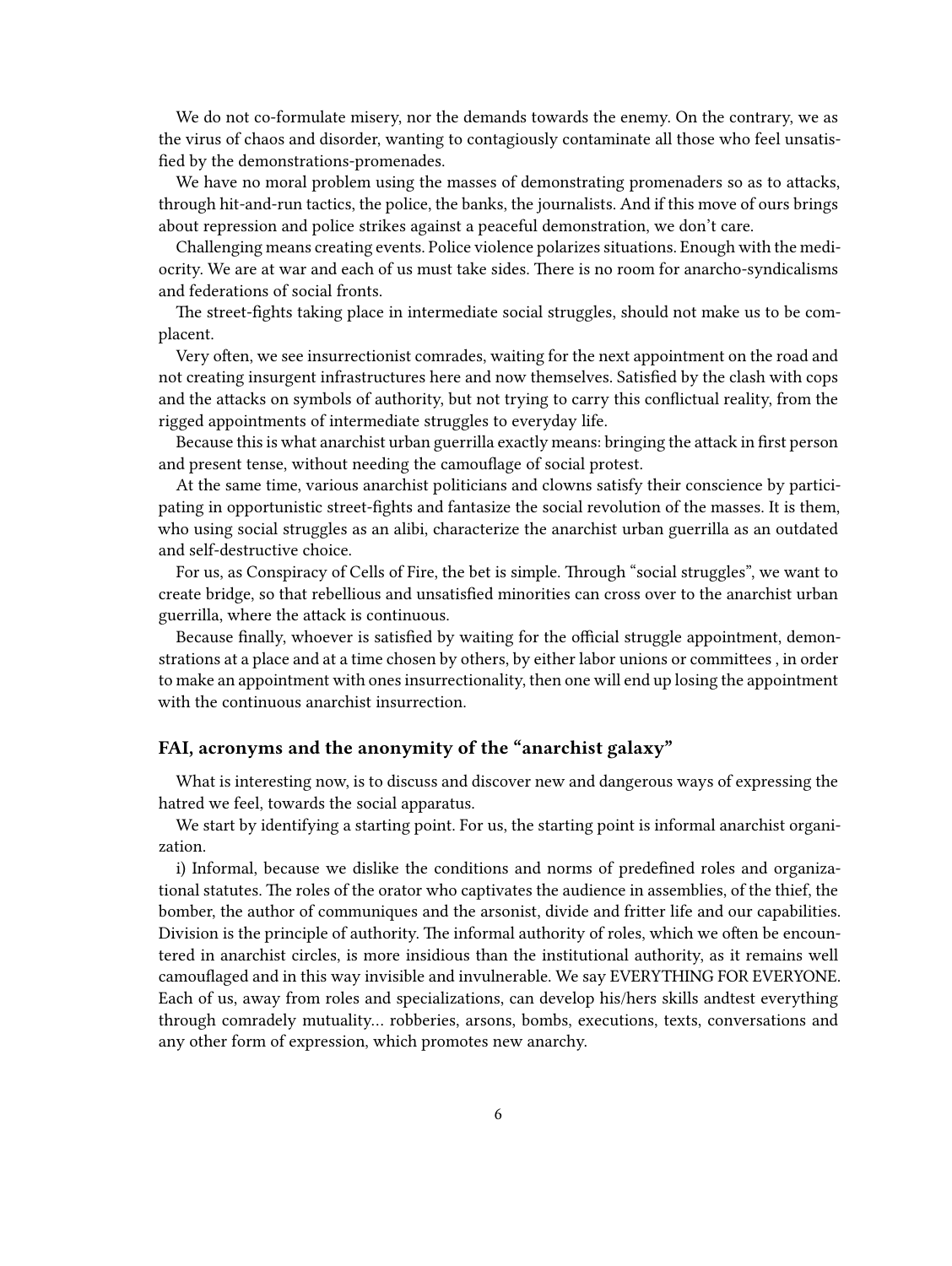We do not co-formulate misery, nor the demands towards the enemy. On the contrary, we as the virus of chaos and disorder, wanting to contagiously contaminate all those who feel unsatisfied by the demonstrations-promenades.

We have no moral problem using the masses of demonstrating promenaders so as to attacks, through hit-and-run tactics, the police, the banks, the journalists. And if this move of ours brings about repression and police strikes against a peaceful demonstration, we don't care.

Challenging means creating events. Police violence polarizes situations. Enough with the mediocrity. We are at war and each of us must take sides. There is no room for anarcho-syndicalisms and federations of social fronts.

The street-fights taking place in intermediate social struggles, should not make us to be complacent.

Very often, we see insurrectionist comrades, waiting for the next appointment on the road and not creating insurgent infrastructures here and now themselves. Satisfied by the clash with cops and the attacks on symbols of authority, but not trying to carry this conflictual reality, from the rigged appointments of intermediate struggles to everyday life.

Because this is what anarchist urban guerrilla exactly means: bringing the attack in first person and present tense, without needing the camouflage of social protest.

At the same time, various anarchist politicians and clowns satisfy their conscience by participating in opportunistic street-fights and fantasize the social revolution of the masses. It is them, who using social struggles as an alibi, characterize the anarchist urban guerrilla as an outdated and self-destructive choice.

For us, as Conspiracy of Cells of Fire, the bet is simple. Through "social struggles", we want to create bridge, so that rebellious and unsatisfied minorities can cross over to the anarchist urban guerrilla, where the attack is continuous.

Because finally, whoever is satisfied by waiting for the official struggle appointment, demonstrations at a place and at a time chosen by others, by either labor unions or committees , in order to make an appointment with ones insurrectionality, then one will end up losing the appointment with the continuous anarchist insurrection.

### FAI, acronyms and the anonymity of the "anarchist galaxy"

What is interesting now, is to discuss and discover new and dangerous ways of expressing the hatred we feel, towards the social apparatus.

We start by identifying a starting point. For us, the starting point is informal anarchist organization.

i) Informal, because we dislike the conditions and norms of predefined roles and organizational statutes. The roles of the orator who captivates the audience in assemblies, of the thief, the bomber, the author of communiques and the arsonist, divide and fritter life and our capabilities. Division is the principle of authority. The informal authority of roles, which we often be encountered in anarchist circles, is more insidious than the institutional authority, as it remains well camouflaged and in this way invisible and invulnerable. We say EVERYTHING FOR EVERYONE. Each of us, away from roles and specializations, can develop his/hers skills andtest everything through comradely mutuality... robberies, arsons, bombs, executions, texts, conversations and any other form of expression, which promotes new anarchy.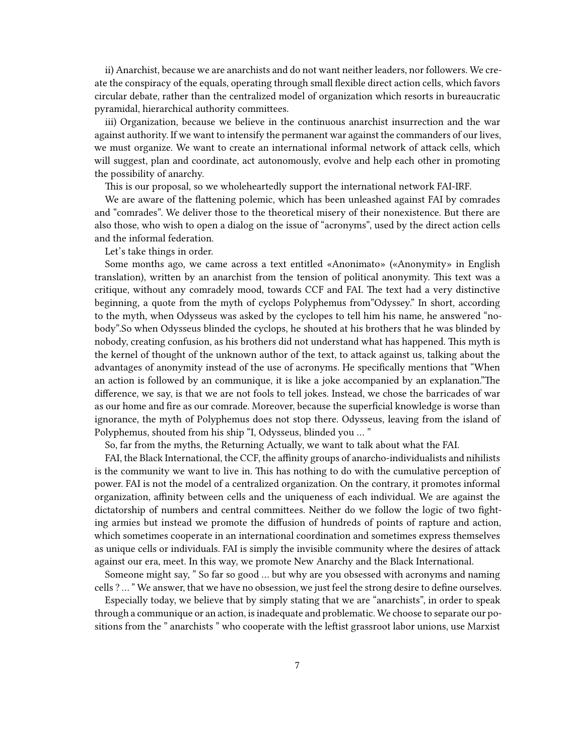ii) Anarchist, because we are anarchists and do not want neither leaders, nor followers. We create the conspiracy of the equals, operating through small flexible direct action cells, which favors circular debate, rather than the centralized model of organization which resorts in bureaucratic pyramidal, hierarchical authority committees.

iii) Organization, because we believe in the continuous anarchist insurrection and the war against authority. If we want to intensify the permanent war against the commanders of our lives, we must organize. We want to create an international informal network of attack cells, which will suggest, plan and coordinate, act autonomously, evolve and help each other in promoting the possibility of anarchy.

This is our proposal, so we wholeheartedly support the international network FAI-IRF.

We are aware of the flattening polemic, which has been unleashed against FAI by comrades and "comrades". We deliver those to the theoretical misery of their nonexistence. But there are also those, who wish to open a dialog on the issue of "acronyms", used by the direct action cells and the informal federation.

Let's take things in order.

Some months ago, we came across a text entitled «Anonimato» («Anonymity» in English translation), written by an anarchist from the tension of political anonymity. This text was a critique, without any comradely mood, towards CCF and FAI. The text had a very distinctive beginning, a quote from the myth of cyclops Polyphemus from"Odyssey." In short, according to the myth, when Odysseus was asked by the cyclopes to tell him his name, he answered "nobody".So when Odysseus blinded the cyclops, he shouted at his brothers that he was blinded by nobody, creating confusion, as his brothers did not understand what has happened. This myth is the kernel of thought of the unknown author of the text, to attack against us, talking about the advantages of anonymity instead of the use of acronyms. He specifically mentions that "When an action is followed by an communique, it is like a joke accompanied by an explanation."The difference, we say, is that we are not fools to tell jokes. Instead, we chose the barricades of war as our home and fire as our comrade. Moreover, because the superficial knowledge is worse than ignorance, the myth of Polyphemus does not stop there. Odysseus, leaving from the island of Polyphemus, shouted from his ship "I, Odysseus, blinded you … "

So, far from the myths, the Returning Actually, we want to talk about what the FAI.

FAI, the Black International, the CCF, the affinity groups of anarcho-individualists and nihilists is the community we want to live in. This has nothing to do with the cumulative perception of power. FAI is not the model of a centralized organization. On the contrary, it promotes informal organization, affinity between cells and the uniqueness of each individual. We are against the dictatorship of numbers and central committees. Neither do we follow the logic of two fighting armies but instead we promote the diffusion of hundreds of points of rapture and action, which sometimes cooperate in an international coordination and sometimes express themselves as unique cells or individuals. FAI is simply the invisible community where the desires of attack against our era, meet. In this way, we promote New Anarchy and the Black International.

Someone might say, " So far so good … but why are you obsessed with acronyms and naming cells ? … " We answer, that we have no obsession, we just feel the strong desire to define ourselves.

Especially today, we believe that by simply stating that we are "anarchists", in order to speak through a communique or an action, is inadequate and problematic. We choose to separate our positions from the " anarchists " who cooperate with the leftist grassroot labor unions, use Marxist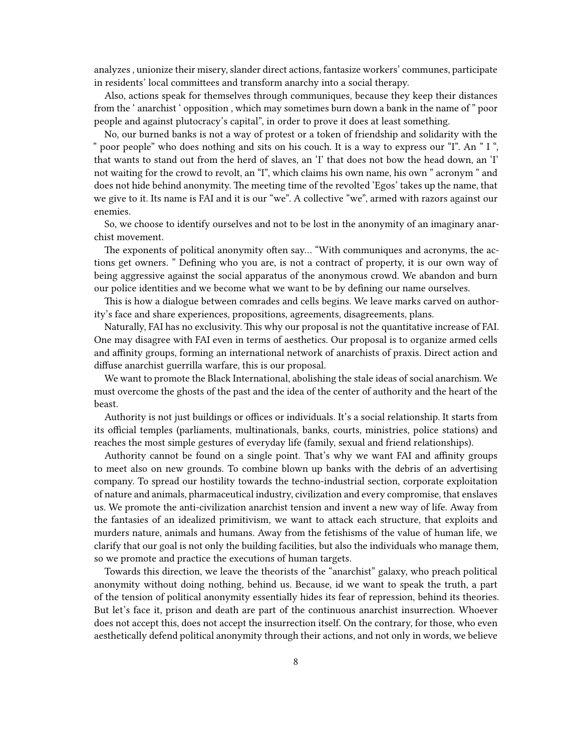analyzes , unionize their misery, slander direct actions, fantasize workers' communes, participate in residents' local committees and transform anarchy into a social therapy.

Also, actions speak for themselves through communiques, because they keep their distances from the ' anarchist ' opposition , which may sometimes burn down a bank in the name of " poor people and against plutocracy's capital", in order to prove it does at least something.

No, our burned banks is not a way of protest or a token of friendship and solidarity with the " poor people" who does nothing and sits on his couch. It is a way to express our "I". An " I ", that wants to stand out from the herd of slaves, an 'I' that does not bow the head down, an 'I' not waiting for the crowd to revolt, an "I", which claims his own name, his own " acronym " and does not hide behind anonymity. The meeting time of the revolted 'Egos' takes up the name, that we give to it. Its name is FAI and it is our "we". A collective "we", armed with razors against our enemies.

So, we choose to identify ourselves and not to be lost in the anonymity of an imaginary anarchist movement.

The exponents of political anonymity often say… "With communiques and acronyms, the actions get owners. " Defining who you are, is not a contract of property, it is our own way of being aggressive against the social apparatus of the anonymous crowd. We abandon and burn our police identities and we become what we want to be by defining our name ourselves.

This is how a dialogue between comrades and cells begins. We leave marks carved on authority's face and share experiences, propositions, agreements, disagreements, plans.

Naturally, FAI has no exclusivity. This why our proposal is not the quantitative increase of FAI. One may disagree with FAI even in terms of aesthetics. Our proposal is to organize armed cells and affinity groups, forming an international network of anarchists of praxis. Direct action and diffuse anarchist guerrilla warfare, this is our proposal.

We want to promote the Black International, abolishing the stale ideas of social anarchism. We must overcome the ghosts of the past and the idea of the center of authority and the heart of the beast.

Authority is not just buildings or offices or individuals. It's a social relationship. It starts from its official temples (parliaments, multinationals, banks, courts, ministries, police stations) and reaches the most simple gestures of everyday life (family, sexual and friend relationships).

Authority cannot be found on a single point. That's why we want FAI and affinity groups to meet also on new grounds. To combine blown up banks with the debris of an advertising company. To spread our hostility towards the techno-industrial section, corporate exploitation of nature and animals, pharmaceutical industry, civilization and every compromise, that enslaves us. We promote the anti-civilization anarchist tension and invent a new way of life. Away from the fantasies of an idealized primitivism, we want to attack each structure, that exploits and murders nature, animals and humans. Away from the fetishisms of the value of human life, we clarify that our goal is not only the building facilities, but also the individuals who manage them, so we promote and practice the executions of human targets.

Towards this direction, we leave the theorists of the "anarchist" galaxy, who preach political anonymity without doing nothing, behind us. Because, id we want to speak the truth, a part of the tension of political anonymity essentially hides its fear of repression, behind its theories. But let's face it, prison and death are part of the continuous anarchist insurrection. Whoever does not accept this, does not accept the insurrection itself. On the contrary, for those, who even aesthetically defend political anonymity through their actions, and not only in words, we believe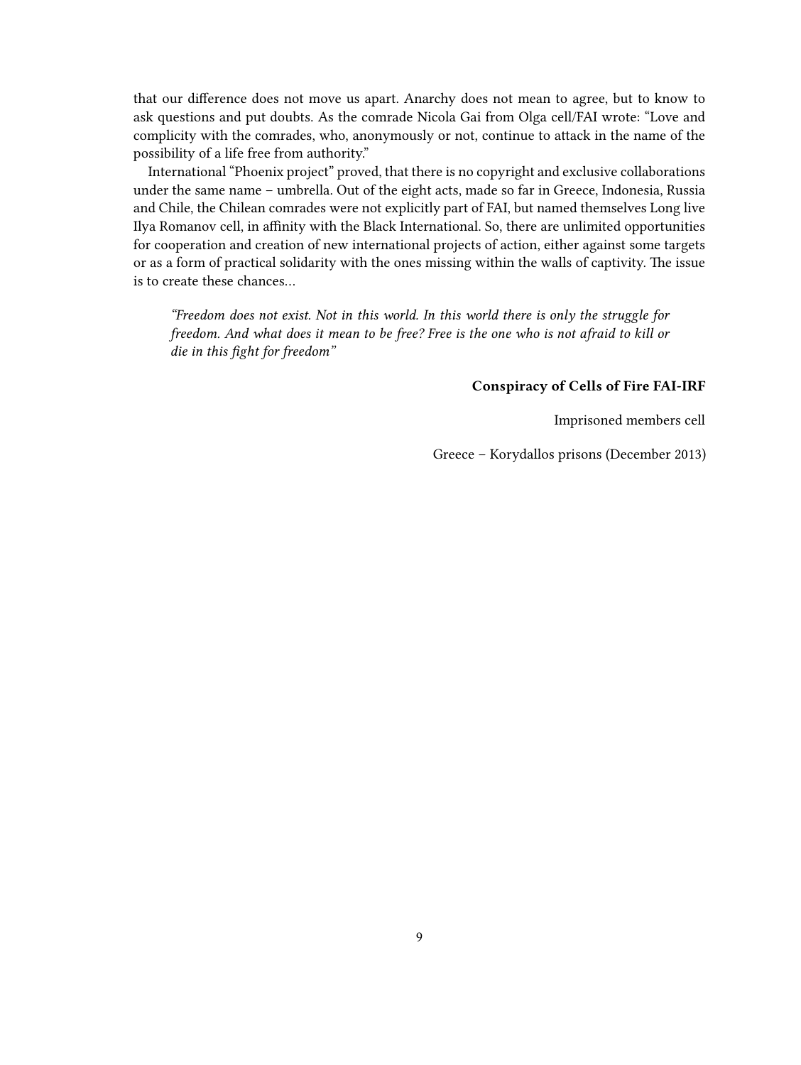that our difference does not move us apart. Anarchy does not mean to agree, but to know to ask questions and put doubts. As the comrade Nicola Gai from Olga cell/FAI wrote: "Love and complicity with the comrades, who, anonymously or not, continue to attack in the name of the possibility of a life free from authority."

International "Phoenix project" proved, that there is no copyright and exclusive collaborations under the same name – umbrella. Out of the eight acts, made so far in Greece, Indonesia, Russia and Chile, the Chilean comrades were not explicitly part of FAI, but named themselves Long live Ilya Romanov cell, in affinity with the Black International. So, there are unlimited opportunities for cooperation and creation of new international projects of action, either against some targets or as a form of practical solidarity with the ones missing within the walls of captivity. The issue is to create these chances…

> *"Freedom does not exist. Not in this world. In this world there is only the struggle for freedom. And what does it mean to be free? Free is the one who is not afraid to kill or die in this fight for freedom"*

**Conspiracy of Cells of Fire FAI-IRF**

Imprisoned members cell

Greece – Korydallos prisons (December 2013)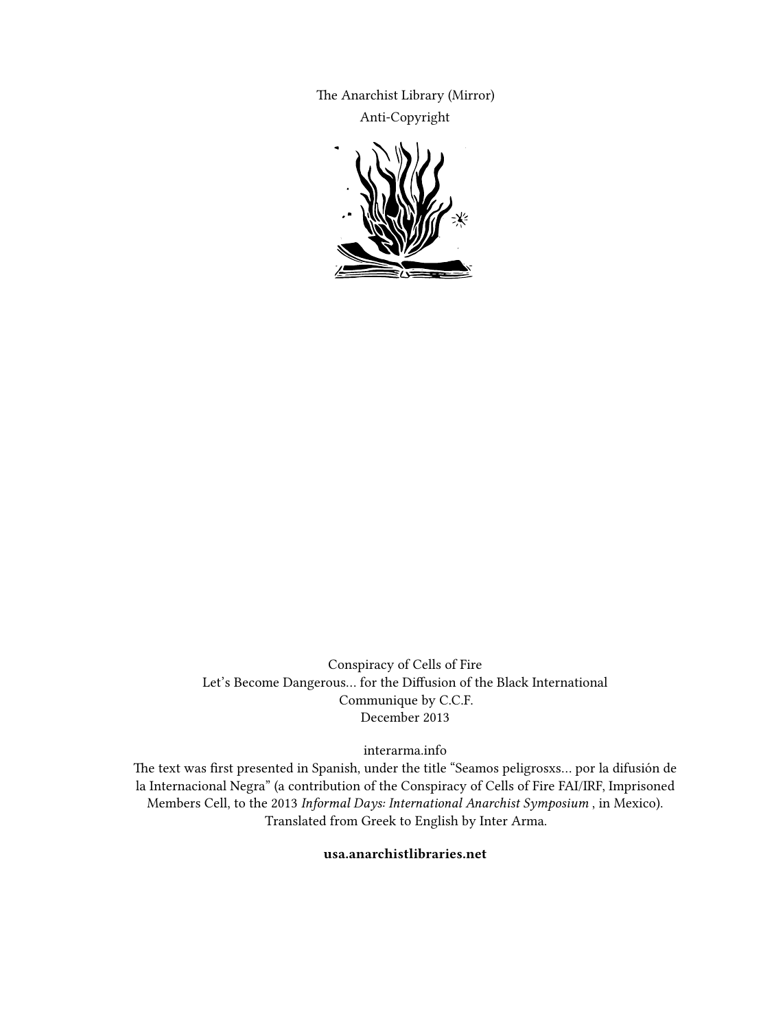The Anarchist Library (Mirror)
Anti-Copyright

Conspiracy of Cells of Fire
Let's Become Dangerous… for the Diffusion of the Black International
Communique by C.C.F.
December 2013

interarma.info
The text was first presented in Spanish, under the title "Seamos peligrosxs… por la difusión de la Internacional Negra" (a contribution of the Conspiracy of Cells of Fire FAI/IRF, Imprisoned Members Cell, to the 2013 *Informal Days: International Anarchist Symposium* , in Mexico).
Translated from Greek to English by Inter Arma.

**usa.anarchistlibraries.net**